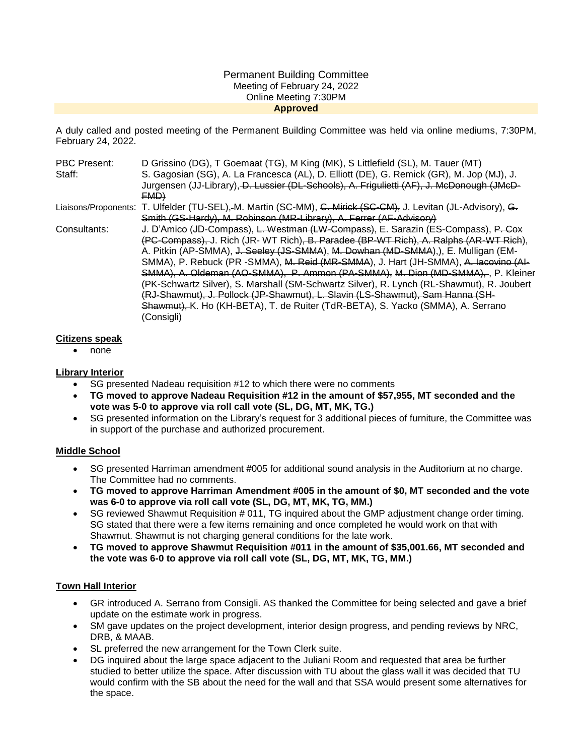Permanent Building Committee

Meeting of February 24, 2022

Online Meeting 7:30PM

**Approved**

A duly called and posted meeting of the Permanent Building Committee was held via online mediums, 7:30PM, February 24, 2022.

| | |
|---|---|
| PBC Present: | D Grissino (DG), T Goemaat (TG), M King (MK), S Littlefield (SL), M. Tauer (MT) |
| Staff: | S. Gagosian (SG), A. La Francesca (AL), D. Elliott (DE), G. Remick (GR), M. Jop (MJ), J. Jurgensen (JJ-Library), ~~D. Lussier (DL-Schools), A. Frigulietti (AF), J. McDonough (JMcD-FMD)~~ |
| Liaisons/Proponents: | T. Ulfelder (TU-SEL), M. Martin (SC-MM), ~~C. Mirick (SC-CM),~~ J. Levitan (JL-Advisory), ~~G. Smith (GS-Hardy), M. Robinson (MR-Library), A. Ferrer (AF-Advisory)~~ |
| Consultants: | J. D'Amico (JD-Compass), ~~L. Westman (LW-Compass)~~, E. Sarazin (ES-Compass), ~~P. Cox (PC-Compass),~~ J. Rich (JR- WT Rich)~~, B. Paradee (BP-WT Rich), A. Ralphs (AR-WT Rich~~), A. Pitkin (AP-SMMA), ~~J. Seeley (JS-SMMA)~~, ~~M. Dowhan (MD-SMMA)~~,), E. Mulligan (EM-SMMA), P. Rebuck (PR -SMMA), ~~M. Reid (MR-SMMA)~~, J. Hart (JH-SMMA), ~~A. Iacovino (AI-SMMA), A. Oldeman (AO-SMMA), P. Ammon (PA-SMMA), M. Dion (MD-SMMA),~~ , P. Kleiner (PK-Schwartz Silver), S. Marshall (SM-Schwartz Silver), ~~R. Lynch (RL-Shawmut), R. Joubert (RJ-Shawmut), J. Pollock (JP-Shawmut), L. Slavin (LS-Shawmut), Sam Hanna (SH-Shawmut),~~ K. Ho (KH-BETA), T. de Ruiter (TdR-BETA), S. Yacko (SMMA), A. Serrano (Consigli) |

**Citizens speak**

- none

**Library Interior**

- SG presented Nadeau requisition #12 to which there were no comments
- **TG moved to approve Nadeau Requisition #12 in the amount of $57,955, MT seconded and the vote was 5-0 to approve via roll call vote (SL, DG, MT, MK, TG.)**
- SG presented information on the Library's request for 3 additional pieces of furniture, the Committee was in support of the purchase and authorized procurement.

**Middle School**

- SG presented Harriman amendment #005 for additional sound analysis in the Auditorium at no charge. The Committee had no comments.
- **TG moved to approve Harriman Amendment #005 in the amount of $0, MT seconded and the vote was 6-0 to approve via roll call vote (SL, DG, MT, MK, TG, MM.)**
- SG reviewed Shawmut Requisition # 011, TG inquired about the GMP adjustment change order timing. SG stated that there were a few items remaining and once completed he would work on that with Shawmut. Shawmut is not charging general conditions for the late work.
- **TG moved to approve Shawmut Requisition #011 in the amount of $35,001.66, MT seconded and the vote was 6-0 to approve via roll call vote (SL, DG, MT, MK, TG, MM.)**

**Town Hall Interior**

- GR introduced A. Serrano from Consigli. AS thanked the Committee for being selected and gave a brief update on the estimate work in progress.
- SM gave updates on the project development, interior design progress, and pending reviews by NRC, DRB, & MAAB.
- SL preferred the new arrangement for the Town Clerk suite.
- DG inquired about the large space adjacent to the Juliani Room and requested that area be further studied to better utilize the space. After discussion with TU about the glass wall it was decided that TU would confirm with the SB about the need for the wall and that SSA would present some alternatives for the space.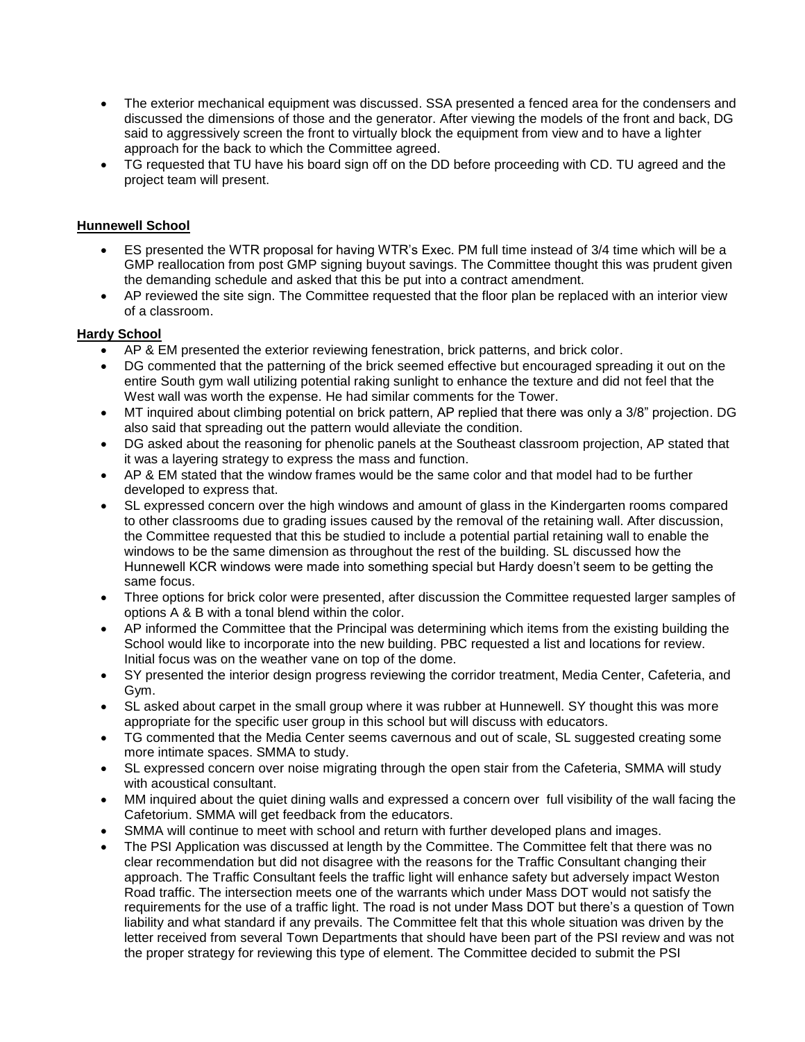- The exterior mechanical equipment was discussed. SSA presented a fenced area for the condensers and discussed the dimensions of those and the generator. After viewing the models of the front and back, DG said to aggressively screen the front to virtually block the equipment from view and to have a lighter approach for the back to which the Committee agreed.
- TG requested that TU have his board sign off on the DD before proceeding with CD. TU agreed and the project team will present.

**Hunnewell School**

- ES presented the WTR proposal for having WTR's Exec. PM full time instead of 3/4 time which will be a GMP reallocation from post GMP signing buyout savings. The Committee thought this was prudent given the demanding schedule and asked that this be put into a contract amendment.
- AP reviewed the site sign. The Committee requested that the floor plan be replaced with an interior view of a classroom.

**Hardy School**

- AP & EM presented the exterior reviewing fenestration, brick patterns, and brick color.
- DG commented that the patterning of the brick seemed effective but encouraged spreading it out on the entire South gym wall utilizing potential raking sunlight to enhance the texture and did not feel that the West wall was worth the expense. He had similar comments for the Tower.
- MT inquired about climbing potential on brick pattern, AP replied that there was only a 3/8" projection. DG also said that spreading out the pattern would alleviate the condition.
- DG asked about the reasoning for phenolic panels at the Southeast classroom projection, AP stated that it was a layering strategy to express the mass and function.
- AP & EM stated that the window frames would be the same color and that model had to be further developed to express that.
- SL expressed concern over the high windows and amount of glass in the Kindergarten rooms compared to other classrooms due to grading issues caused by the removal of the retaining wall. After discussion, the Committee requested that this be studied to include a potential partial retaining wall to enable the windows to be the same dimension as throughout the rest of the building. SL discussed how the Hunnewell KCR windows were made into something special but Hardy doesn't seem to be getting the same focus.
- Three options for brick color were presented, after discussion the Committee requested larger samples of options A & B with a tonal blend within the color.
- AP informed the Committee that the Principal was determining which items from the existing building the School would like to incorporate into the new building. PBC requested a list and locations for review. Initial focus was on the weather vane on top of the dome.
- SY presented the interior design progress reviewing the corridor treatment, Media Center, Cafeteria, and Gym.
- SL asked about carpet in the small group where it was rubber at Hunnewell. SY thought this was more appropriate for the specific user group in this school but will discuss with educators.
- TG commented that the Media Center seems cavernous and out of scale, SL suggested creating some more intimate spaces. SMMA to study.
- SL expressed concern over noise migrating through the open stair from the Cafeteria, SMMA will study with acoustical consultant.
- MM inquired about the quiet dining walls and expressed a concern over full visibility of the wall facing the Cafetorium. SMMA will get feedback from the educators.
- SMMA will continue to meet with school and return with further developed plans and images.
- The PSI Application was discussed at length by the Committee. The Committee felt that there was no clear recommendation but did not disagree with the reasons for the Traffic Consultant changing their approach. The Traffic Consultant feels the traffic light will enhance safety but adversely impact Weston Road traffic. The intersection meets one of the warrants which under Mass DOT would not satisfy the requirements for the use of a traffic light. The road is not under Mass DOT but there's a question of Town liability and what standard if any prevails. The Committee felt that this whole situation was driven by the letter received from several Town Departments that should have been part of the PSI review and was not the proper strategy for reviewing this type of element. The Committee decided to submit the PSI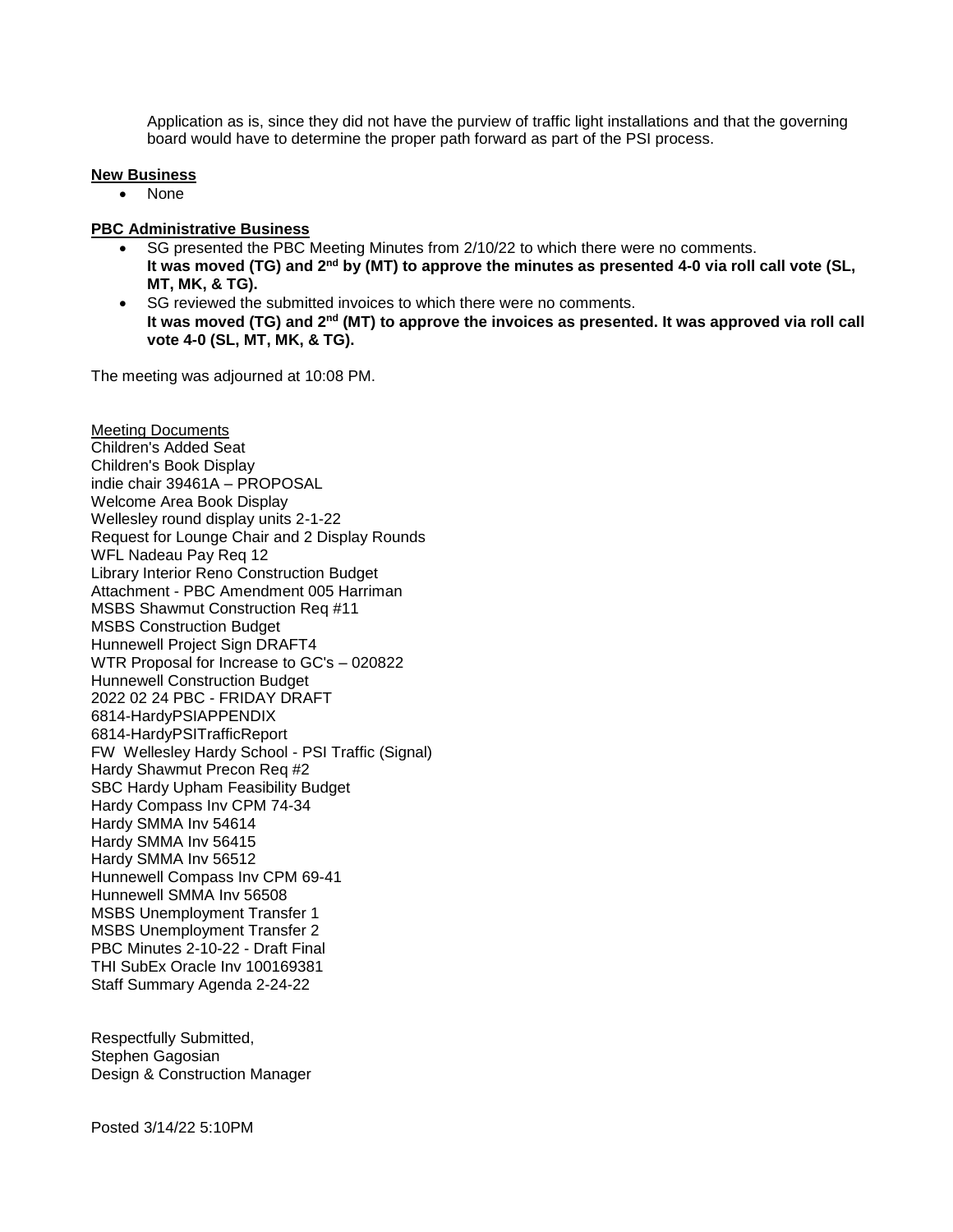Application as is, since they did not have the purview of traffic light installations and that the governing board would have to determine the proper path forward as part of the PSI process.

**New Business**

- None

**PBC Administrative Business**

- SG presented the PBC Meeting Minutes from 2/10/22 to which there were no comments.
  **It was moved (TG) and 2nd by (MT) to approve the minutes as presented 4-0 via roll call vote (SL, MT, MK, & TG).**
- SG reviewed the submitted invoices to which there were no comments.
  **It was moved (TG) and 2nd (MT) to approve the invoices as presented. It was approved via roll call vote 4-0 (SL, MT, MK, & TG).**

The meeting was adjourned at 10:08 PM.

Meeting Documents
Children's Added Seat
Children's Book Display
indie chair 39461A – PROPOSAL
Welcome Area Book Display
Wellesley round display units 2-1-22
Request for Lounge Chair and 2 Display Rounds
WFL Nadeau Pay Req 12
Library Interior Reno Construction Budget
Attachment - PBC Amendment 005 Harriman
MSBS Shawmut Construction Req #11
MSBS Construction Budget
Hunnewell Project Sign DRAFT4
WTR Proposal for Increase to GC's – 020822
Hunnewell Construction Budget
2022 02 24 PBC - FRIDAY DRAFT
6814-HardyPSIAPPENDIX
6814-HardyPSITrafficReport
FW Wellesley Hardy School - PSI Traffic (Signal)
Hardy Shawmut Precon Req #2
SBC Hardy Upham Feasibility Budget
Hardy Compass Inv CPM 74-34
Hardy SMMA Inv 54614
Hardy SMMA Inv 56415
Hardy SMMA Inv 56512
Hunnewell Compass Inv CPM 69-41
Hunnewell SMMA Inv 56508
MSBS Unemployment Transfer 1
MSBS Unemployment Transfer 2
PBC Minutes 2-10-22 - Draft Final
THI SubEx Oracle Inv 100169381
Staff Summary Agenda 2-24-22

Respectfully Submitted,
Stephen Gagosian
Design & Construction Manager

Posted 3/14/22 5:10PM